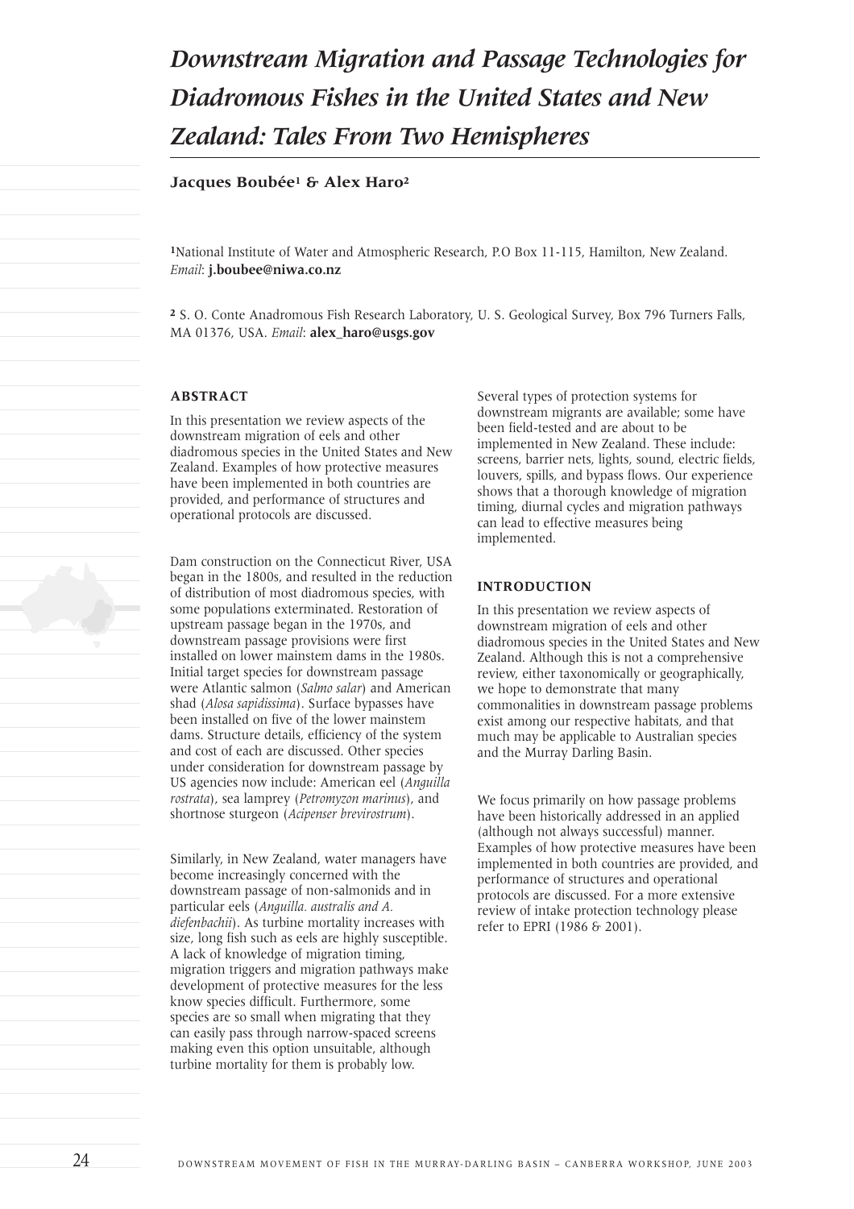# Downstream Migration and Passage Technologies for Diadromous Fishes in the United States and New Zealand: Tales From Two Hemispheres

**Jacques Boubée[1] & Alex Haro[2]**

[1]National Institute of Water and Atmospheric Research, P.O Box 11-115, Hamilton, New Zealand. *Email*: **j.boubee@niwa.co.nz**

[2] S. O. Conte Anadromous Fish Research Laboratory, U. S. Geological Survey, Box 796 Turners Falls, MA 01376, USA. *Email*: **alex_haro@usgs.gov**

## ABSTRACT

In this presentation we review aspects of the downstream migration of eels and other diadromous species in the United States and New Zealand. Examples of how protective measures have been implemented in both countries are provided, and performance of structures and operational protocols are discussed.

Dam construction on the Connecticut River, USA began in the 1800s, and resulted in the reduction of distribution of most diadromous species, with some populations exterminated. Restoration of upstream passage began in the 1970s, and downstream passage provisions were first installed on lower mainstem dams in the 1980s. Initial target species for downstream passage were Atlantic salmon (*Salmo salar*) and American shad (*Alosa sapidissima*). Surface bypasses have been installed on five of the lower mainstem dams. Structure details, efficiency of the system and cost of each are discussed. Other species under consideration for downstream passage by US agencies now include: American eel (*Anguilla rostrata*), sea lamprey (*Petromyzon marinus*), and shortnose sturgeon (*Acipenser brevirostrum*).

Similarly, in New Zealand, water managers have become increasingly concerned with the downstream passage of non-salmonids and in particular eels (*Anguilla. australis and A. diefenbachii*). As turbine mortality increases with size, long fish such as eels are highly susceptible. A lack of knowledge of migration timing, migration triggers and migration pathways make development of protective measures for the less know species difficult. Furthermore, some species are so small when migrating that they can easily pass through narrow-spaced screens making even this option unsuitable, although turbine mortality for them is probably low.

Several types of protection systems for downstream migrants are available; some have been field-tested and are about to be implemented in New Zealand. These include: screens, barrier nets, lights, sound, electric fields, louvers, spills, and bypass flows. Our experience shows that a thorough knowledge of migration timing, diurnal cycles and migration pathways can lead to effective measures being implemented.

## INTRODUCTION

In this presentation we review aspects of downstream migration of eels and other diadromous species in the United States and New Zealand. Although this is not a comprehensive review, either taxonomically or geographically, we hope to demonstrate that many commonalities in downstream passage problems exist among our respective habitats, and that much may be applicable to Australian species and the Murray Darling Basin.

We focus primarily on how passage problems have been historically addressed in an applied (although not always successful) manner. Examples of how protective measures have been implemented in both countries are provided, and performance of structures and operational protocols are discussed. For a more extensive review of intake protection technology please refer to EPRI (1986 & 2001).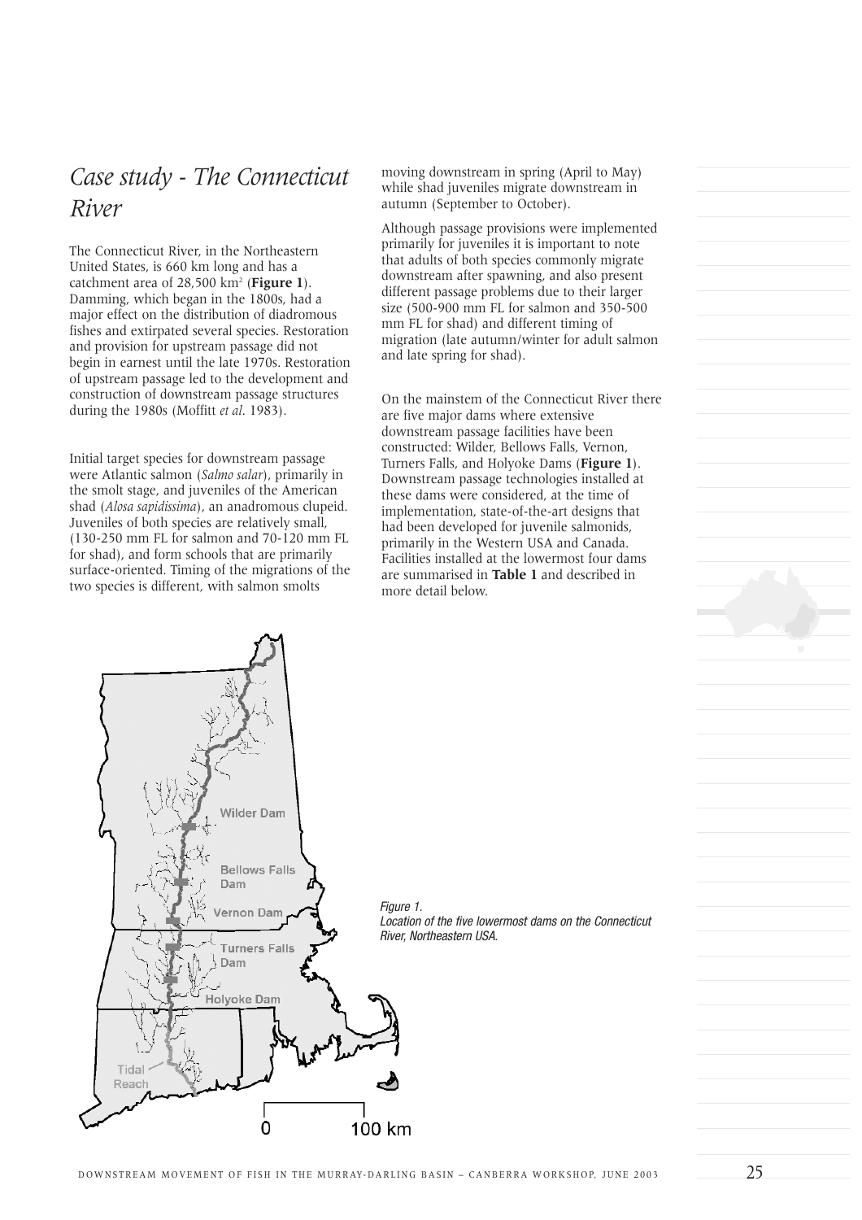## *Case study - The Connecticut River*

The Connecticut River, in the Northeastern United States, is 660 km long and has a catchment area of 28,500 km$^2$ (**Figure 1**). Damming, which began in the 1800s, had a major effect on the distribution of diadromous fishes and extirpated several species. Restoration and provision for upstream passage did not begin in earnest until the late 1970s. Restoration of upstream passage led to the development and construction of downstream passage structures during the 1980s (Moffitt *et al*. 1983).

Initial target species for downstream passage were Atlantic salmon (*Salmo salar*), primarily in the smolt stage, and juveniles of the American shad (*Alosa sapidissima*), an anadromous clupeid. Juveniles of both species are relatively small, (130-250 mm FL for salmon and 70-120 mm FL for shad), and form schools that are primarily surface-oriented. Timing of the migrations of the two species is different, with salmon smolts moving downstream in spring (April to May) while shad juveniles migrate downstream in autumn (September to October).

Although passage provisions were implemented primarily for juveniles it is important to note that adults of both species commonly migrate downstream after spawning, and also present different passage problems due to their larger size (500-900 mm FL for salmon and 350-500 mm FL for shad) and different timing of migration (late autumn/winter for adult salmon and late spring for shad).

On the mainstem of the Connecticut River there are five major dams where extensive downstream passage facilities have been constructed: Wilder, Bellows Falls, Vernon, Turners Falls, and Holyoke Dams (**Figure 1**). Downstream passage technologies installed at these dams were considered, at the time of implementation, state-of-the-art designs that had been developed for juvenile salmonids, primarily in the Western USA and Canada. Facilities installed at the lowermost four dams are summarised in **Table 1** and described in more detail below.

*Figure 1.*
*Location of the five lowermost dams on the Connecticut River, Northeastern USA.*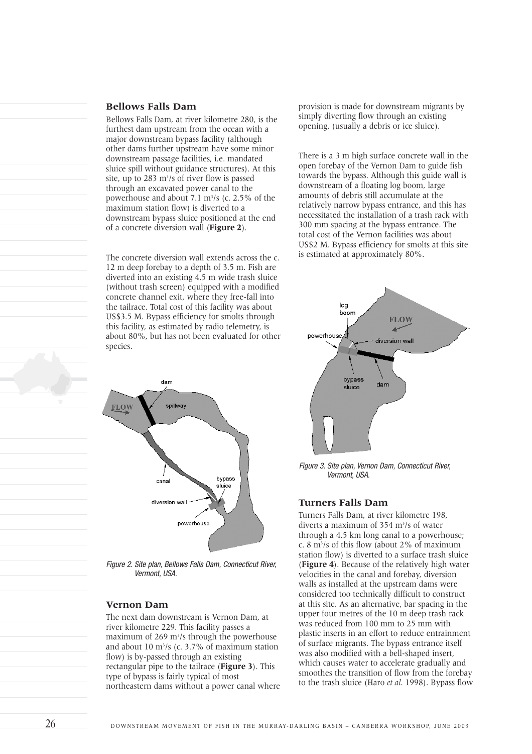## Bellows Falls Dam

Bellows Falls Dam, at river kilometre 280, is the furthest dam upstream from the ocean with a major downstream bypass facility (although other dams further upstream have some minor downstream passage facilities, i.e. mandated sluice spill without guidance structures). At this site, up to 283 $m^3$/s of river flow is passed through an excavated power canal to the powerhouse and about 7.1 $m^3$/s (c. 2.5% of the maximum station flow) is diverted to a downstream bypass sluice positioned at the end of a concrete diversion wall (**Figure 2**).

The concrete diversion wall extends across the c. 12 m deep forebay to a depth of 3.5 m. Fish are diverted into an existing 4.5 m wide trash sluice (without trash screen) equipped with a modified concrete channel exit, where they free-fall into the tailrace. Total cost of this facility was about US$3.5 M. Bypass efficiency for smolts through this facility, as estimated by radio telemetry, is about 80%, but has not been evaluated for other species.

*Figure 2. Site plan, Bellows Falls Dam, Connecticut River, Vermont, USA.*

## Vernon Dam

The next dam downstream is Vernon Dam, at river kilometre 229. This facility passes a maximum of 269 $m^3$/s through the powerhouse and about 10 $m^3$/s (c. 3.7% of maximum station flow) is by-passed through an existing rectangular pipe to the tailrace (**Figure 3**). This type of bypass is fairly typical of most northeastern dams without a power canal where provision is made for downstream migrants by simply diverting flow through an existing opening, (usually a debris or ice sluice).

There is a 3 m high surface concrete wall in the open forebay of the Vernon Dam to guide fish towards the bypass. Although this guide wall is downstream of a floating log boom, large amounts of debris still accumulate at the relatively narrow bypass entrance, and this has necessitated the installation of a trash rack with 300 mm spacing at the bypass entrance. The total cost of the Vernon facilities was about US$2 M. Bypass efficiency for smolts at this site is estimated at approximately 80%.

*Figure 3. Site plan, Vernon Dam, Connecticut River, Vermont, USA.*

## Turners Falls Dam

Turners Falls Dam, at river kilometre 198, diverts a maximum of 354 $m^3$/s of water through a 4.5 km long canal to a powerhouse; c. 8 $m^3$/s of this flow (about 2% of maximum station flow) is diverted to a surface trash sluice (**Figure 4**). Because of the relatively high water velocities in the canal and forebay, diversion walls as installed at the upstream dams were considered too technically difficult to construct at this site. As an alternative, bar spacing in the upper four metres of the 10 m deep trash rack was reduced from 100 mm to 25 mm with plastic inserts in an effort to reduce entrainment of surface migrants. The bypass entrance itself was also modified with a bell-shaped insert, which causes water to accelerate gradually and smoothes the transition of flow from the forebay to the trash sluice (Haro *et al*. 1998). Bypass flow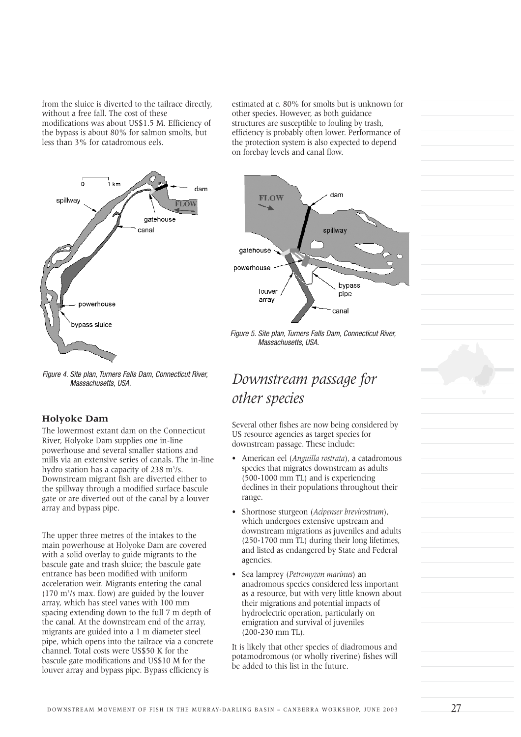from the sluice is diverted to the tailrace directly, without a free fall. The cost of these modifications was about US$1.5 M. Efficiency of the bypass is about 80% for salmon smolts, but less than 3% for catadromous eels.

Figure 4. Site plan, Turners Falls Dam, Connecticut River, Massachusetts, USA.

### Holyoke Dam

The lowermost extant dam on the Connecticut River, Holyoke Dam supplies one in-line powerhouse and several smaller stations and mills via an extensive series of canals. The in-line hydro station has a capacity of 238 $m^3$/s. Downstream migrant fish are diverted either to the spillway through a modified surface bascule gate or are diverted out of the canal by a louver array and bypass pipe.

The upper three metres of the intakes to the main powerhouse at Holyoke Dam are covered with a solid overlay to guide migrants to the bascule gate and trash sluice; the bascule gate entrance has been modified with uniform acceleration weir. Migrants entering the canal (170 $m^3$/s max. flow) are guided by the louver array, which has steel vanes with 100 mm spacing extending down to the full 7 m depth of the canal. At the downstream end of the array, migrants are guided into a 1 m diameter steel pipe, which opens into the tailrace via a concrete channel. Total costs were US$50 K for the bascule gate modifications and US$10 M for the louver array and bypass pipe. Bypass efficiency is estimated at c. 80% for smolts but is unknown for other species. However, as both guidance structures are susceptible to fouling by trash, efficiency is probably often lower. Performance of the protection system is also expected to depend on forebay levels and canal flow.

Figure 5. Site plan, Turners Falls Dam, Connecticut River, Massachusetts, USA.

## *Downstream passage for other species*

Several other fishes are now being considered by US resource agencies as target species for downstream passage. These include:

- American eel (*Anguilla rostrata*), a catadromous species that migrates downstream as adults (500-1000 mm TL) and is experiencing declines in their populations throughout their range.
- Shortnose sturgeon (*Acipenser brevirostrum*), which undergoes extensive upstream and downstream migrations as juveniles and adults (250-1700 mm TL) during their long lifetimes, and listed as endangered by State and Federal agencies.
- Sea lamprey (*Petromyzon marinus*) an anadromous species considered less important as a resource, but with very little known about their migrations and potential impacts of hydroelectric operation, particularly on emigration and survival of juveniles (200-230 mm TL).

It is likely that other species of diadromous and potamodromous (or wholly riverine) fishes will be added to this list in the future.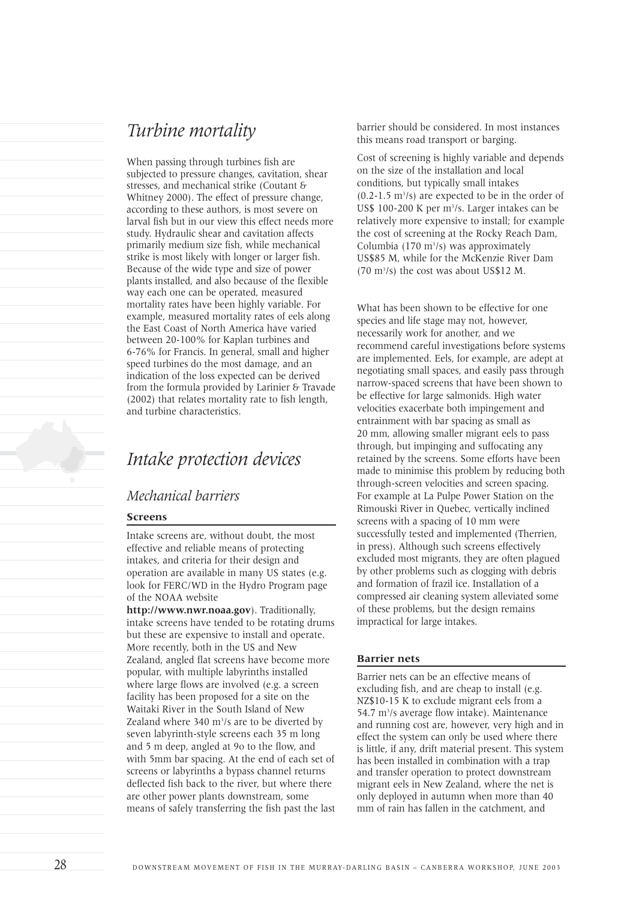# *Turbine mortality*

When passing through turbines fish are subjected to pressure changes, cavitation, shear stresses, and mechanical strike (Coutant & Whitney 2000). The effect of pressure change, according to these authors, is most severe on larval fish but in our view this effect needs more study. Hydraulic shear and cavitation affects primarily medium size fish, while mechanical strike is most likely with longer or larger fish. Because of the wide type and size of power plants installed, and also because of the flexible way each one can be operated, measured mortality rates have been highly variable. For example, measured mortality rates of eels along the East Coast of North America have varied between 20-100% for Kaplan turbines and 6-76% for Francis. In general, small and higher speed turbines do the most damage, and an indication of the loss expected can be derived from the formula provided by Larinier & Travade (2002) that relates mortality rate to fish length, and turbine characteristics.

# *Intake protection devices*

## *Mechanical barriers*

### **Screens**

Intake screens are, without doubt, the most effective and reliable means of protecting intakes, and criteria for their design and operation are available in many US states (e.g. look for FERC/WD in the Hydro Program page of the NOAA website **http://www.nwr.noaa.gov**). Traditionally, intake screens have tended to be rotating drums but these are expensive to install and operate. More recently, both in the US and New Zealand, angled flat screens have become more popular, with multiple labyrinths installed where large flows are involved (e.g. a screen facility has been proposed for a site on the Waitaki River in the South Island of New Zealand where 340 $m^3/s$ are to be diverted by seven labyrinth-style screens each 35 m long and 5 m deep, angled at 9o to the flow, and with 5mm bar spacing. At the end of each set of screens or labyrinths a bypass channel returns deflected fish back to the river, but where there are other power plants downstream, some means of safely transferring the fish past the last barrier should be considered. In most instances this means road transport or barging.

Cost of screening is highly variable and depends on the size of the installation and local conditions, but typically small intakes (0.2-1.5 $m^3/s$) are expected to be in the order of US$ 100-200 K per $m^3/s$. Larger intakes can be relatively more expensive to install; for example the cost of screening at the Rocky Reach Dam, Columbia (170 $m^3/s$) was approximately US$85 M, while for the McKenzie River Dam (70 $m^3/s$) the cost was about US$12 M.

What has been shown to be effective for one species and life stage may not, however, necessarily work for another, and we recommend careful investigations before systems are implemented. Eels, for example, are adept at negotiating small spaces, and easily pass through narrow-spaced screens that have been shown to be effective for large salmonids. High water velocities exacerbate both impingement and entrainment with bar spacing as small as 20 mm, allowing smaller migrant eels to pass through, but impinging and suffocating any retained by the screens. Some efforts have been made to minimise this problem by reducing both through-screen velocities and screen spacing. For example at La Pulpe Power Station on the Rimouski River in Quebec, vertically inclined screens with a spacing of 10 mm were successfully tested and implemented (Therrien, in press). Although such screens effectively excluded most migrants, they are often plagued by other problems such as clogging with debris and formation of frazil ice. Installation of a compressed air cleaning system alleviated some of these problems, but the design remains impractical for large intakes.

### **Barrier nets**

Barrier nets can be an effective means of excluding fish, and are cheap to install (e.g. NZ$10-15 K to exclude migrant eels from a 54.7 $m^3/s$ average flow intake). Maintenance and running cost are, however, very high and in effect the system can only be used where there is little, if any, drift material present. This system has been installed in combination with a trap and transfer operation to protect downstream migrant eels in New Zealand, where the net is only deployed in autumn when more than 40 mm of rain has fallen in the catchment, and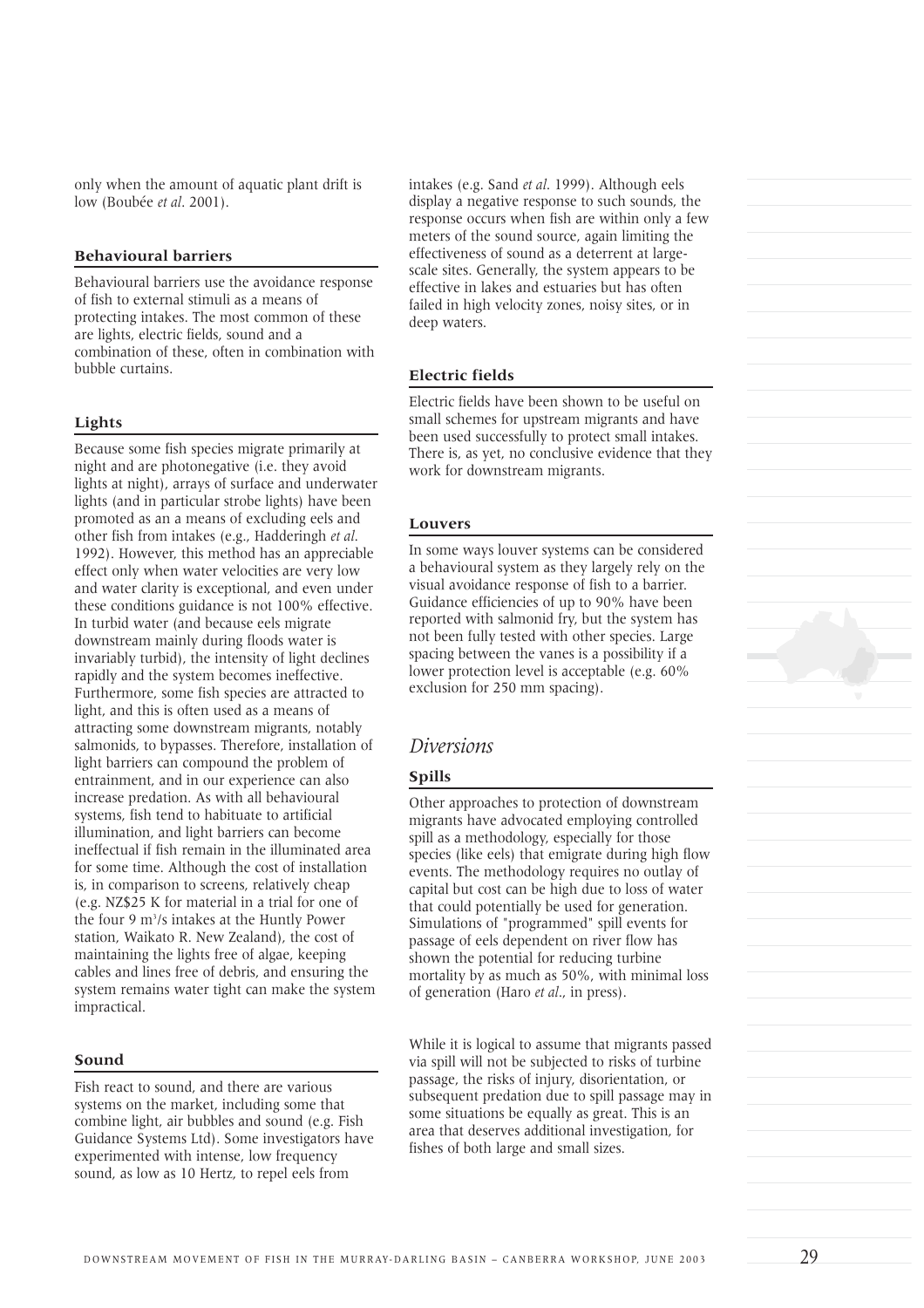only when the amount of aquatic plant drift is low (Boubée *et al*. 2001).

### Behavioural barriers

Behavioural barriers use the avoidance response of fish to external stimuli as a means of protecting intakes. The most common of these are lights, electric fields, sound and a combination of these, often in combination with bubble curtains.

### Lights

Because some fish species migrate primarily at night and are photonegative (i.e. they avoid lights at night), arrays of surface and underwater lights (and in particular strobe lights) have been promoted as a means of excluding eels and other fish from intakes (e.g., Hadderingh *et al*. 1992). However, this method has an appreciable effect only when water velocities are very low and water clarity is exceptional, and even under these conditions guidance is not 100% effective. In turbid water (and because eels migrate downstream mainly during floods water is invariably turbid), the intensity of light declines rapidly and the system becomes ineffective. Furthermore, some fish species are attracted to light, and this is often used as a means of attracting some downstream migrants, notably salmonids, to bypasses. Therefore, installation of light barriers can compound the problem of entrainment, and in our experience can also increase predation. As with all behavioural systems, fish tend to habituate to artificial illumination, and light barriers can become ineffectual if fish remain in the illuminated area for some time. Although the cost of installation is, in comparison to screens, relatively cheap (e.g. NZ$25 K for material in a trial for one of the four 9 $m^3/s$ intakes at the Huntly Power station, Waikato R. New Zealand), the cost of maintaining the lights free of algae, keeping cables and lines free of debris, and ensuring the system remains water tight can make the system impractical.

### Sound

Fish react to sound, and there are various systems on the market, including some that combine light, air bubbles and sound (e.g. Fish Guidance Systems Ltd). Some investigators have experimented with intense, low frequency sound, as low as 10 Hertz, to repel eels from intakes (e.g. Sand *et al*. 1999). Although eels display a negative response to such sounds, the response occurs when fish are within only a few meters of the sound source, again limiting the effectiveness of sound as a deterrent at large-scale sites. Generally, the system appears to be effective in lakes and estuaries but has often failed in high velocity zones, noisy sites, or in deep waters.

### Electric fields

Electric fields have been shown to be useful on small schemes for upstream migrants and have been used successfully to protect small intakes. There is, as yet, no conclusive evidence that they work for downstream migrants.

### Louvers

In some ways louver systems can be considered a behavioural system as they largely rely on the visual avoidance response of fish to a barrier. Guidance efficiencies of up to 90% have been reported with salmonid fry, but the system has not been fully tested with other species. Large spacing between the vanes is a possibility if a lower protection level is acceptable (e.g. 60% exclusion for 250 mm spacing).

## *Diversions*

### Spills

Other approaches to protection of downstream migrants have advocated employing controlled spill as a methodology, especially for those species (like eels) that emigrate during high flow events. The methodology requires no outlay of capital but cost can be high due to loss of water that could potentially be used for generation. Simulations of "programmed" spill events for passage of eels dependent on river flow has shown the potential for reducing turbine mortality by as much as 50%, with minimal loss of generation (Haro *et al*., in press).

While it is logical to assume that migrants passed via spill will not be subjected to risks of turbine passage, the risks of injury, disorientation, or subsequent predation due to spill passage may in some situations be equally as great. This is an area that deserves additional investigation, for fishes of both large and small sizes.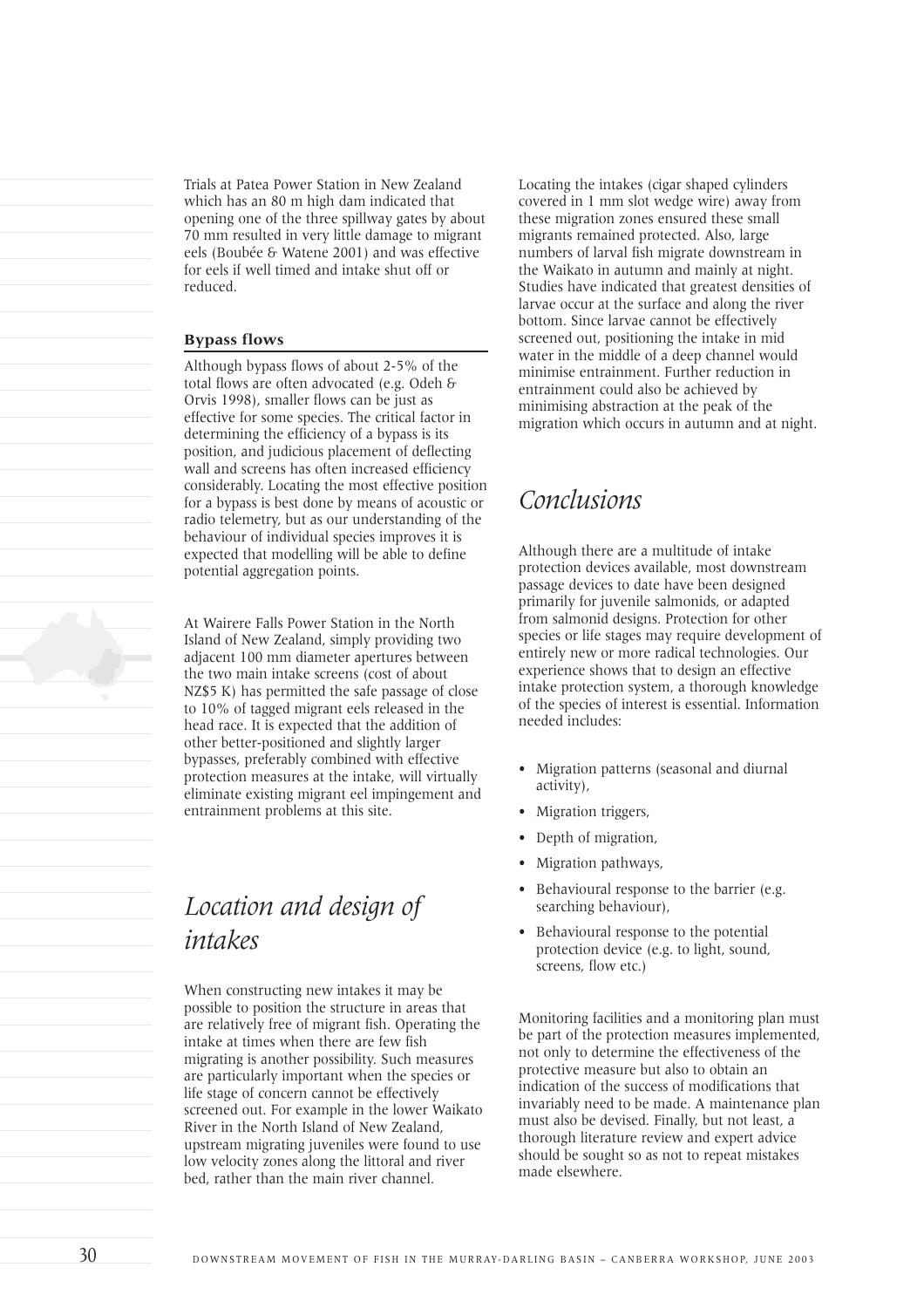Trials at Patea Power Station in New Zealand which has an 80 m high dam indicated that opening one of the three spillway gates by about 70 mm resulted in very little damage to migrant eels (Boubée & Watene 2001) and was effective for eels if well timed and intake shut off or reduced.

### Bypass flows

Although bypass flows of about 2-5% of the total flows are often advocated (e.g. Odeh & Orvis 1998), smaller flows can be just as effective for some species. The critical factor in determining the efficiency of a bypass is its position, and judicious placement of deflecting wall and screens has often increased efficiency considerably. Locating the most effective position for a bypass is best done by means of acoustic or radio telemetry, but as our understanding of the behaviour of individual species improves it is expected that modelling will be able to define potential aggregation points.

At Wairere Falls Power Station in the North Island of New Zealand, simply providing two adjacent 100 mm diameter apertures between the two main intake screens (cost of about NZ$5 K) has permitted the safe passage of close to 10% of tagged migrant eels released in the head race. It is expected that the addition of other better-positioned and slightly larger bypasses, preferably combined with effective protection measures at the intake, will virtually eliminate existing migrant eel impingement and entrainment problems at this site.

## *Location and design of intakes*

When constructing new intakes it may be possible to position the structure in areas that are relatively free of migrant fish. Operating the intake at times when there are few fish migrating is another possibility. Such measures are particularly important when the species or life stage of concern cannot be effectively screened out. For example in the lower Waikato River in the North Island of New Zealand, upstream migrating juveniles were found to use low velocity zones along the littoral and river bed, rather than the main river channel. Locating the intakes (cigar shaped cylinders covered in 1 mm slot wedge wire) away from these migration zones ensured these small migrants remained protected. Also, large numbers of larval fish migrate downstream in the Waikato in autumn and mainly at night. Studies have indicated that greatest densities of larvae occur at the surface and along the river bottom. Since larvae cannot be effectively screened out, positioning the intake in mid water in the middle of a deep channel would minimise entrainment. Further reduction in entrainment could also be achieved by minimising abstraction at the peak of the migration which occurs in autumn and at night.

## *Conclusions*

Although there are a multitude of intake protection devices available, most downstream passage devices to date have been designed primarily for juvenile salmonids, or adapted from salmonid designs. Protection for other species or life stages may require development of entirely new or more radical technologies. Our experience shows that to design an effective intake protection system, a thorough knowledge of the species of interest is essential. Information needed includes:

- Migration patterns (seasonal and diurnal activity),
- Migration triggers,
- Depth of migration,
- Migration pathways,
- Behavioural response to the barrier (e.g. searching behaviour),
- Behavioural response to the potential protection device (e.g. to light, sound, screens, flow etc.)

Monitoring facilities and a monitoring plan must be part of the protection measures implemented, not only to determine the effectiveness of the protective measure but also to obtain an indication of the success of modifications that invariably need to be made. A maintenance plan must also be devised. Finally, but not least, a thorough literature review and expert advice should be sought so as not to repeat mistakes made elsewhere.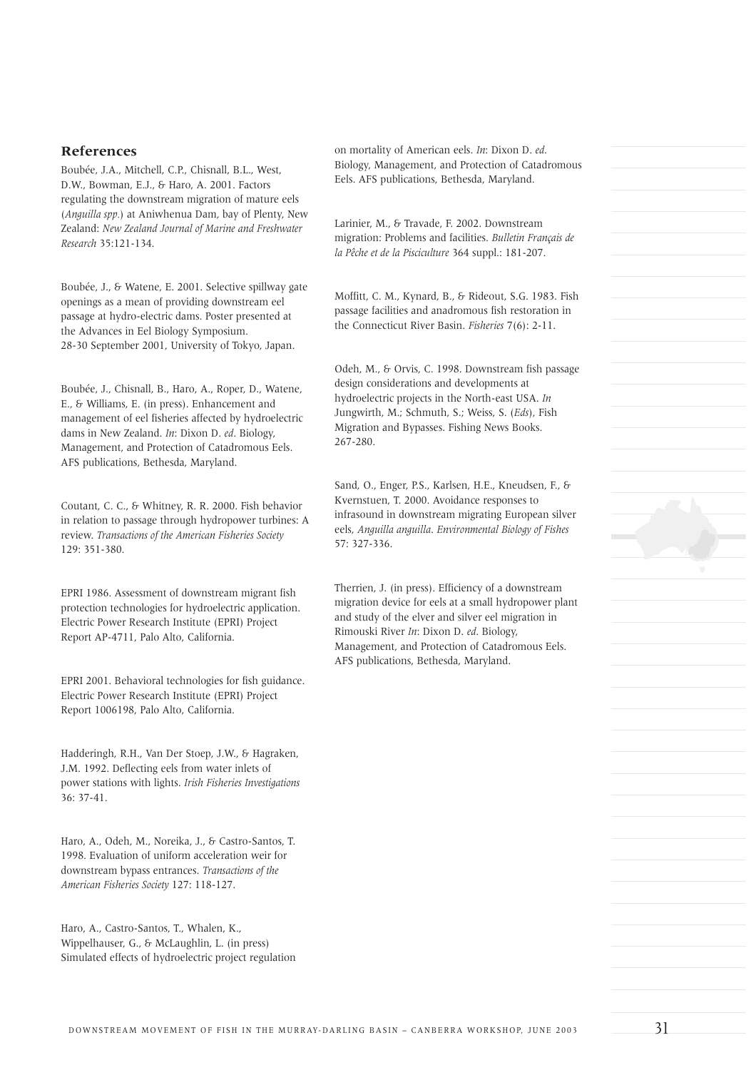## References

Boubée, J.A., Mitchell, C.P., Chisnall, B.L., West, D.W., Bowman, E.J., & Haro, A. 2001. Factors regulating the downstream migration of mature eels (*Anguilla spp*.) at Aniwhenua Dam, bay of Plenty, New Zealand: *New Zealand Journal of Marine and Freshwater Research* 35:121-134.

Boubée, J., & Watene, E. 2001. Selective spillway gate openings as a mean of providing downstream eel passage at hydro-electric dams. Poster presented at the Advances in Eel Biology Symposium. 28-30 September 2001, University of Tokyo, Japan.

Boubée, J., Chisnall, B., Haro, A., Roper, D., Watene, E., & Williams, E. (in press). Enhancement and management of eel fisheries affected by hydroelectric dams in New Zealand. *In*: Dixon D. *ed*. Biology, Management, and Protection of Catadromous Eels. AFS publications, Bethesda, Maryland.

Coutant, C. C., & Whitney, R. R. 2000. Fish behavior in relation to passage through hydropower turbines: A review. *Transactions of the American Fisheries Society* 129: 351-380.

EPRI 1986. Assessment of downstream migrant fish protection technologies for hydroelectric application. Electric Power Research Institute (EPRI) Project Report AP-4711, Palo Alto, California.

EPRI 2001. Behavioral technologies for fish guidance. Electric Power Research Institute (EPRI) Project Report 1006198, Palo Alto, California.

Hadderingh, R.H., Van Der Stoep, J.W., & Hagraken, J.M. 1992. Deflecting eels from water inlets of power stations with lights. *Irish Fisheries Investigations* 36: 37-41.

Haro, A., Odeh, M., Noreika, J., & Castro-Santos, T. 1998. Evaluation of uniform acceleration weir for downstream bypass entrances. *Transactions of the American Fisheries Society* 127: 118-127.

Haro, A., Castro-Santos, T., Whalen, K., Wippelhauser, G., & McLaughlin, L. (in press) Simulated effects of hydroelectric project regulation on mortality of American eels. *In*: Dixon D. *ed*. Biology, Management, and Protection of Catadromous Eels. AFS publications, Bethesda, Maryland.

Larinier, M., & Travade, F. 2002. Downstream migration: Problems and facilities. *Bulletin Français de la Pêche et de la Pisciculture* 364 suppl.: 181-207.

Moffitt, C. M., Kynard, B., & Rideout, S.G. 1983. Fish passage facilities and anadromous fish restoration in the Connecticut River Basin. *Fisheries* 7(6): 2-11.

Odeh, M., & Orvis, C. 1998. Downstream fish passage design considerations and developments at hydroelectric projects in the North-east USA. *In* Jungwirth, M.; Schmuth, S.; Weiss, S. (*Eds*), Fish Migration and Bypasses. Fishing News Books. 267-280.

Sand, O., Enger, P.S., Karlsen, H.E., Kneudsen, F., & Kvernstuen, T. 2000. Avoidance responses to infrasound in downstream migrating European silver eels, *Anguilla anguilla*. *Environmental Biology of Fishes* 57: 327-336.

Therrien, J. (in press). Efficiency of a downstream migration device for eels at a small hydropower plant and study of the elver and silver eel migration in Rimouski River *In*: Dixon D. *ed*. Biology, Management, and Protection of Catadromous Eels. AFS publications, Bethesda, Maryland.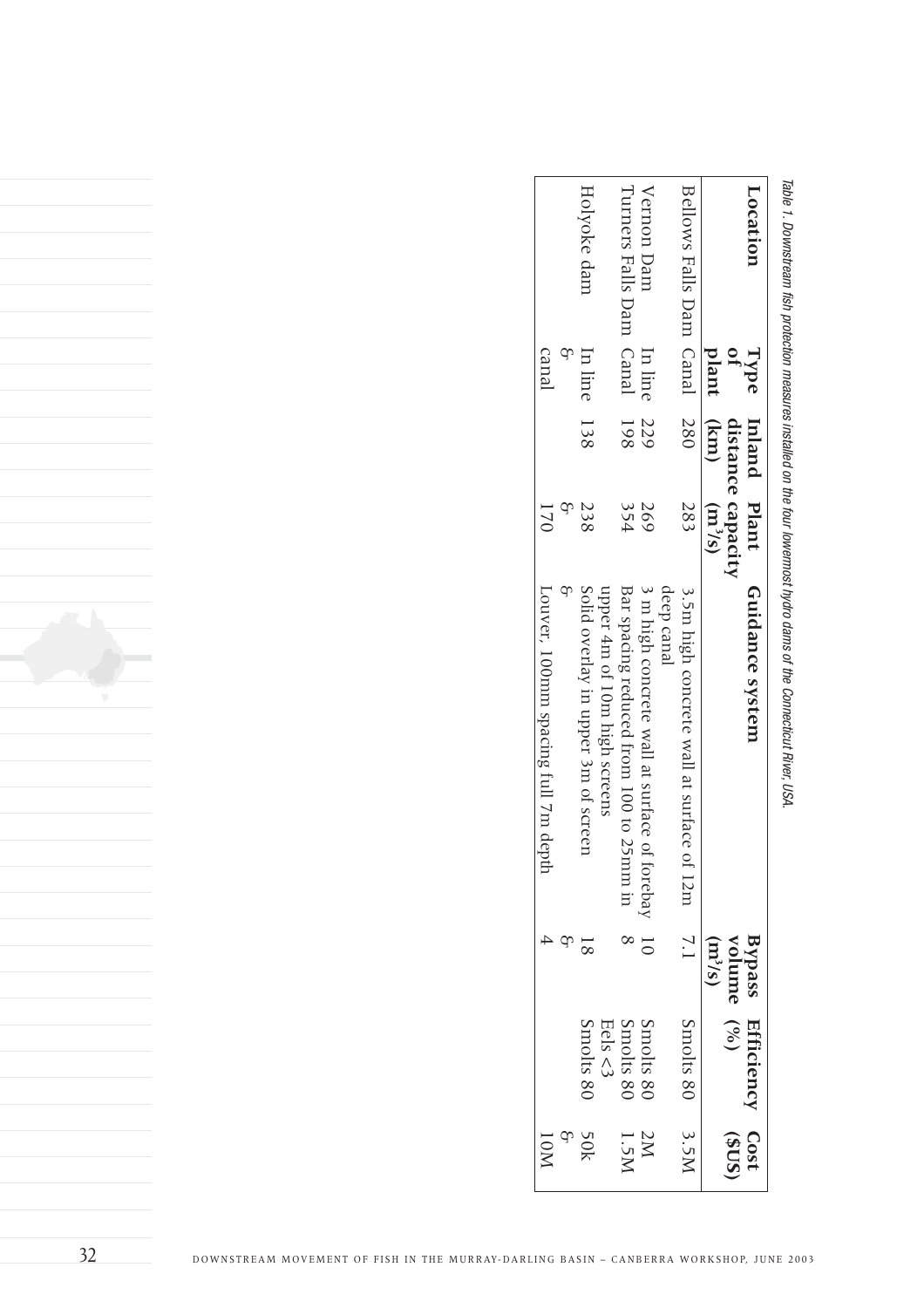*Table 1. Downstream fish protection measures installed on the four lowermost hydro dams of the Connecticut River, USA.*

| Location | Type of plant | Inland distance (km) | Plant capacity ($m^3$/s) | Guidance system | Bypass volume ($m^3$/s) | Efficiency (%) | Cost ($US) |
|---|---|---|---|---|---|---|---|
| Bellows Falls Dam | Canal | 280 | 283 | 3.5m high concrete wall at surface of 12m deep canal | 7.1 | Smolts 80 | 3.5M |
| Vernon Dam | In line | 229 | 269 | 3 m high concrete wall at surface of forebay | 10 | Smolts 80 | 2M |
| Turners Falls Dam | Canal | 198 | 354 | Bar spacing reduced from 100 to 25mm in upper 4m of 10m high screens | 8 | Smolts 80 Eels <3 | 1.5M |
| Holyoke dam | In line & canal | 138 | 238 & 170 | Solid overlay in upper 3m of screen & Louver, 100mm spacing full 7m depth | 18 & 4 | Smolts 80 | 50k & 10M |